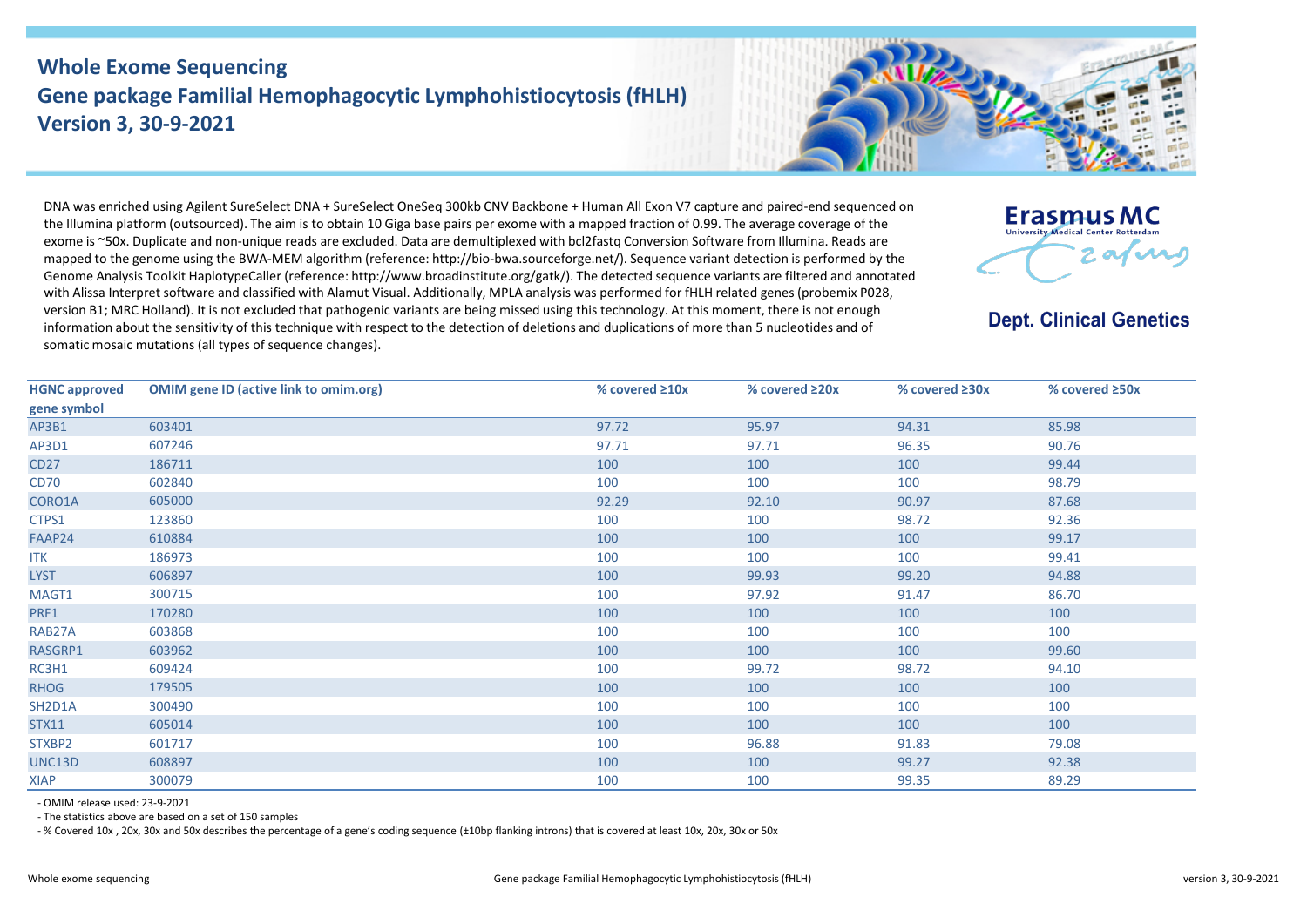# Whole Exome Sequencing
## Gene package Familial Hemophagocytic Lymphohistiocytosis (fHLH)
## Version 3, 30-9-2021

**Erasmus MC**
University Medical Center Rotterdam

**Dept. Clinical Genetics**

DNA was enriched using Agilent SureSelect DNA + SureSelect OneSeq 300kb CNV Backbone + Human All Exon V7 capture and paired-end sequenced on the Illumina platform (outsourced). The aim is to obtain 10 Giga base pairs per exome with a mapped fraction of 0.99. The average coverage of the exome is ~50x. Duplicate and non-unique reads are excluded. Data are demultiplexed with bcl2fastq Conversion Software from Illumina. Reads are mapped to the genome using the BWA-MEM algorithm (reference: http://bio-bwa.sourceforge.net/). Sequence variant detection is performed by the Genome Analysis Toolkit HaplotypeCaller (reference: http://www.broadinstitute.org/gatk/). The detected sequence variants are filtered and annotated with Alissa Interpret software and classified with Alamut Visual. Additionally, MPLA analysis was performed for fHLH related genes (probemix P028, version B1; MRC Holland). It is not excluded that pathogenic variants are being missed using this technology. At this moment, there is not enough information about the sensitivity of this technique with respect to the detection of deletions and duplications of more than 5 nucleotides and of somatic mosaic mutations (all types of sequence changes).

| HGNC approved gene symbol | OMIM gene ID (active link to omim.org) | % covered ≥10x | % covered ≥20x | % covered ≥30x | % covered ≥50x |
|---|---|---|---|---|---|
| AP3B1 | 603401 | 97.72 | 95.97 | 94.31 | 85.98 |
| AP3D1 | 607246 | 97.71 | 97.71 | 96.35 | 90.76 |
| CD27 | 186711 | 100 | 100 | 100 | 99.44 |
| CD70 | 602840 | 100 | 100 | 100 | 98.79 |
| CORO1A | 605000 | 92.29 | 92.10 | 90.97 | 87.68 |
| CTPS1 | 123860 | 100 | 100 | 98.72 | 92.36 |
| FAAP24 | 610884 | 100 | 100 | 100 | 99.17 |
| ITK | 186973 | 100 | 100 | 100 | 99.41 |
| LYST | 606897 | 100 | 99.93 | 99.20 | 94.88 |
| MAGT1 | 300715 | 100 | 97.92 | 91.47 | 86.70 |
| PRF1 | 170280 | 100 | 100 | 100 | 100 |
| RAB27A | 603868 | 100 | 100 | 100 | 100 |
| RASGRP1 | 603962 | 100 | 100 | 100 | 99.60 |
| RC3H1 | 609424 | 100 | 99.72 | 98.72 | 94.10 |
| RHOG | 179505 | 100 | 100 | 100 | 100 |
| SH2D1A | 300490 | 100 | 100 | 100 | 100 |
| STX11 | 605014 | 100 | 100 | 100 | 100 |
| STXBP2 | 601717 | 100 | 96.88 | 91.83 | 79.08 |
| UNC13D | 608897 | 100 | 100 | 99.27 | 92.38 |
| XIAP | 300079 | 100 | 100 | 99.35 | 89.29 |

- OMIM release used: 23-9-2021
- The statistics above are based on a set of 150 samples
- % Covered 10x , 20x, 30x and 50x describes the percentage of a gene's coding sequence (±10bp flanking introns) that is covered at least 10x, 20x, 30x or 50x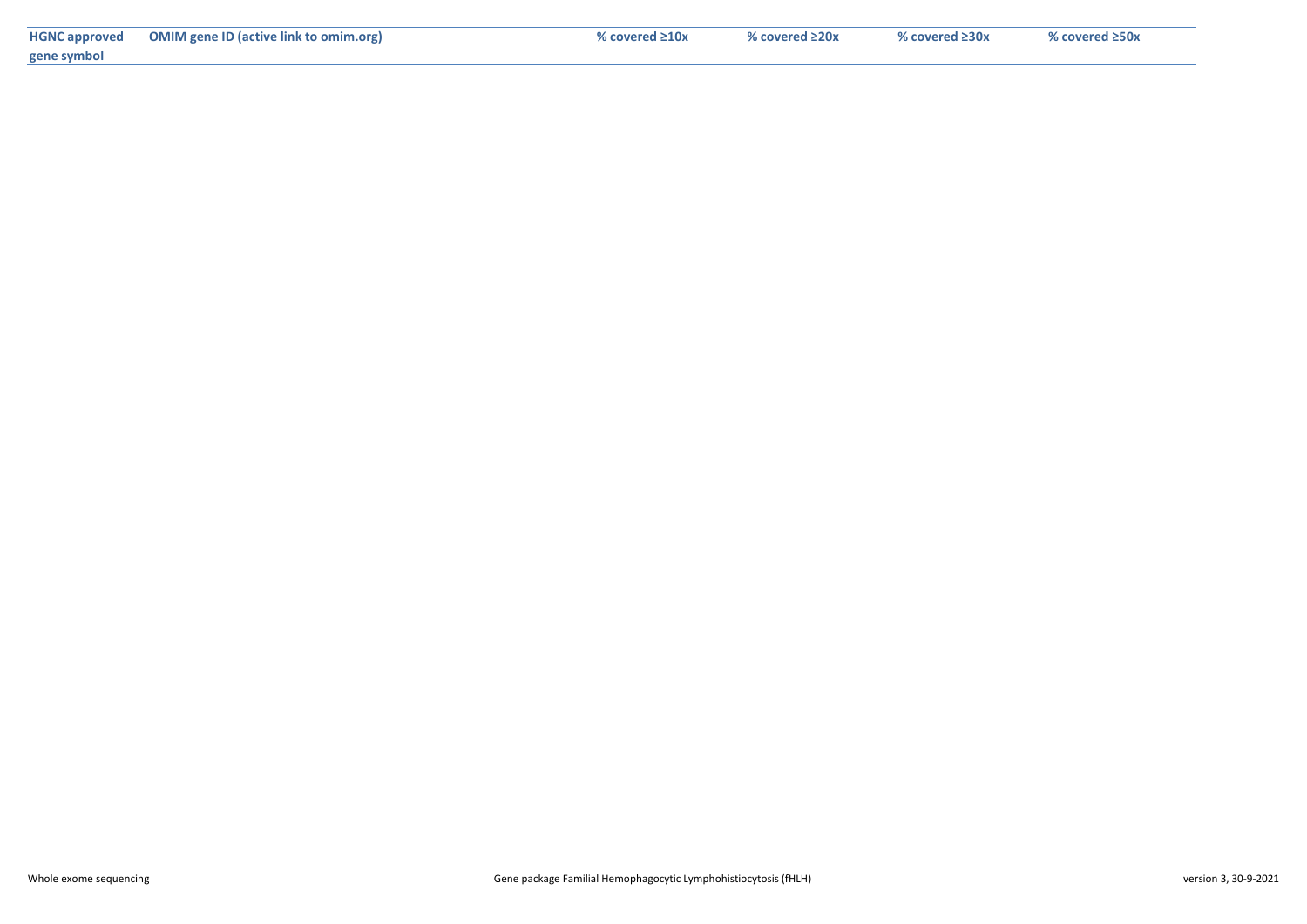| HGNC approved gene symbol | OMIM gene ID (active link to omim.org) | % covered ≥10x | % covered ≥20x | % covered ≥30x | % covered ≥50x |
| --- | --- | --- | --- | --- | --- |